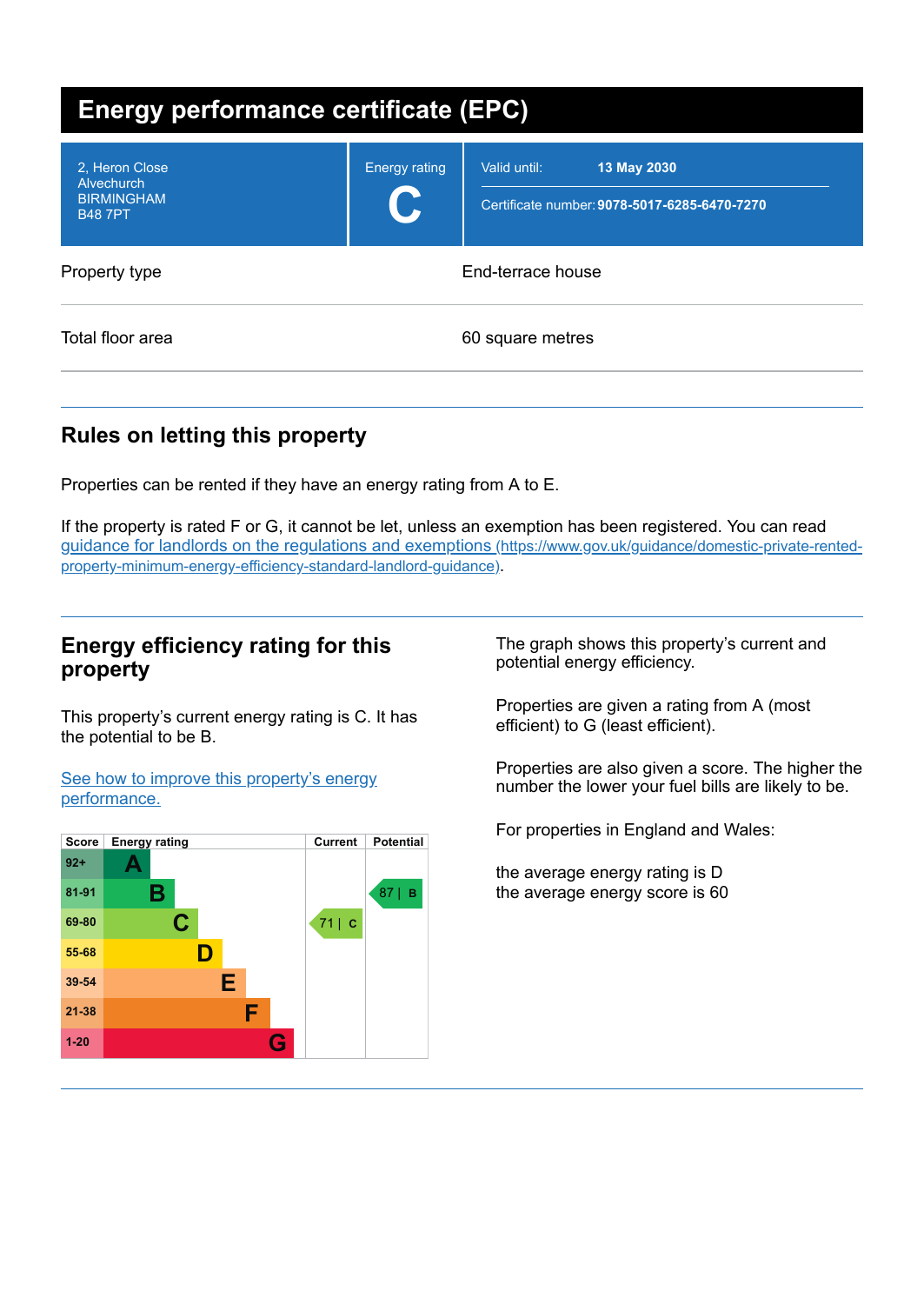# Energy performance certificate (EPC)

| 2, Heron Close<br>Alvechurch<br>BIRMINGHAM<br>B48 7PT | Energy rating<br>**C** | Valid until: **13 May 2030**<br>Certificate number: **9078-5017-6285-6470-7270** |
|---|---|---|

| Property type | End-terrace house |
|---|---|
| Total floor area | 60 square metres |

## Rules on letting this property

Properties can be rented if they have an energy rating from A to E.

If the property is rated F or G, it cannot be let, unless an exemption has been registered. You can read [guidance for landlords on the regulations and exemptions (https://www.gov.uk/guidance/domestic-private-rented-property-minimum-energy-efficiency-standard-landlord-guidance)](https://www.gov.uk/guidance/domestic-private-rented-property-minimum-energy-efficiency-standard-landlord-guidance).

## Energy efficiency rating for this property

This property's current energy rating is C. It has the potential to be B.

[See how to improve this property's energy performance.]()

| Score | Energy rating | Current | Potential |
|---|---|---|---|
| 92+ | A | | |
| 81-91 | B | | 87 \| B |
| 69-80 | C | 71 \| C | |
| 55-68 | D | | |
| 39-54 | E | | |
| 21-38 | F | | |
| 1-20 | G | | |

The graph shows this property's current and potential energy efficiency.

Properties are given a rating from A (most efficient) to G (least efficient).

Properties are also given a score. The higher the number the lower your fuel bills are likely to be.

For properties in England and Wales:

the average energy rating is D
the average energy score is 60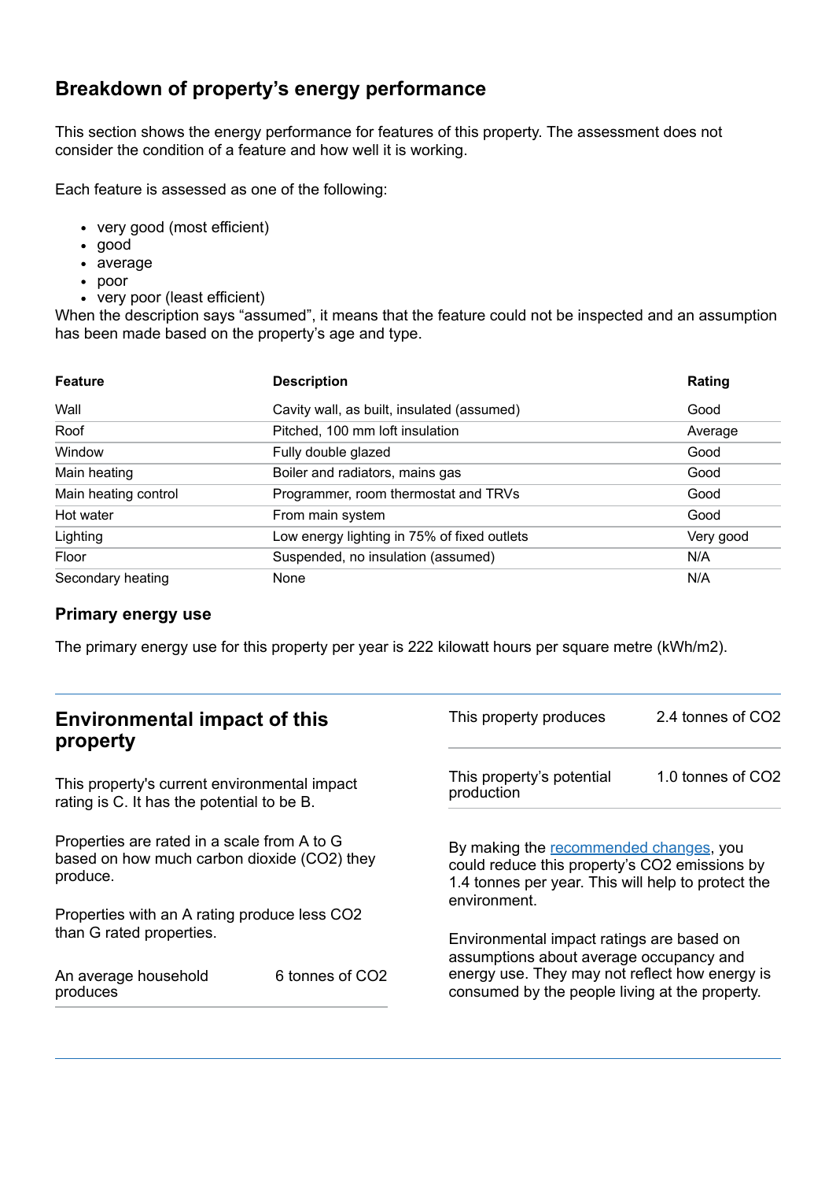## Breakdown of property's energy performance

This section shows the energy performance for features of this property. The assessment does not consider the condition of a feature and how well it is working.

Each feature is assessed as one of the following:

- very good (most efficient)
- good
- average
- poor
- very poor (least efficient)

When the description says "assumed", it means that the feature could not be inspected and an assumption has been made based on the property's age and type.

| Feature | Description | Rating |
|---|---|---|
| Wall | Cavity wall, as built, insulated (assumed) | Good |
| Roof | Pitched, 100 mm loft insulation | Average |
| Window | Fully double glazed | Good |
| Main heating | Boiler and radiators, mains gas | Good |
| Main heating control | Programmer, room thermostat and TRVs | Good |
| Hot water | From main system | Good |
| Lighting | Low energy lighting in 75% of fixed outlets | Very good |
| Floor | Suspended, no insulation (assumed) | N/A |
| Secondary heating | None | N/A |

### Primary energy use

The primary energy use for this property per year is 222 kilowatt hours per square metre (kWh/m2).

## Environmental impact of this property

This property's current environmental impact rating is C. It has the potential to be B.

Properties are rated in a scale from A to G based on how much carbon dioxide ($CO_2$) they produce.

Properties with an A rating produce less $CO_2$ than G rated properties.

| | |
|---|---|
| An average household produces | 6 tonnes of $CO_2$ |
| This property produces | 2.4 tonnes of $CO_2$ |
| This property's potential production | 1.0 tonnes of $CO_2$ |

By making the recommended changes, you could reduce this property's $CO_2$ emissions by 1.4 tonnes per year. This will help to protect the environment.

Environmental impact ratings are based on assumptions about average occupancy and energy use. They may not reflect how energy is consumed by the people living at the property.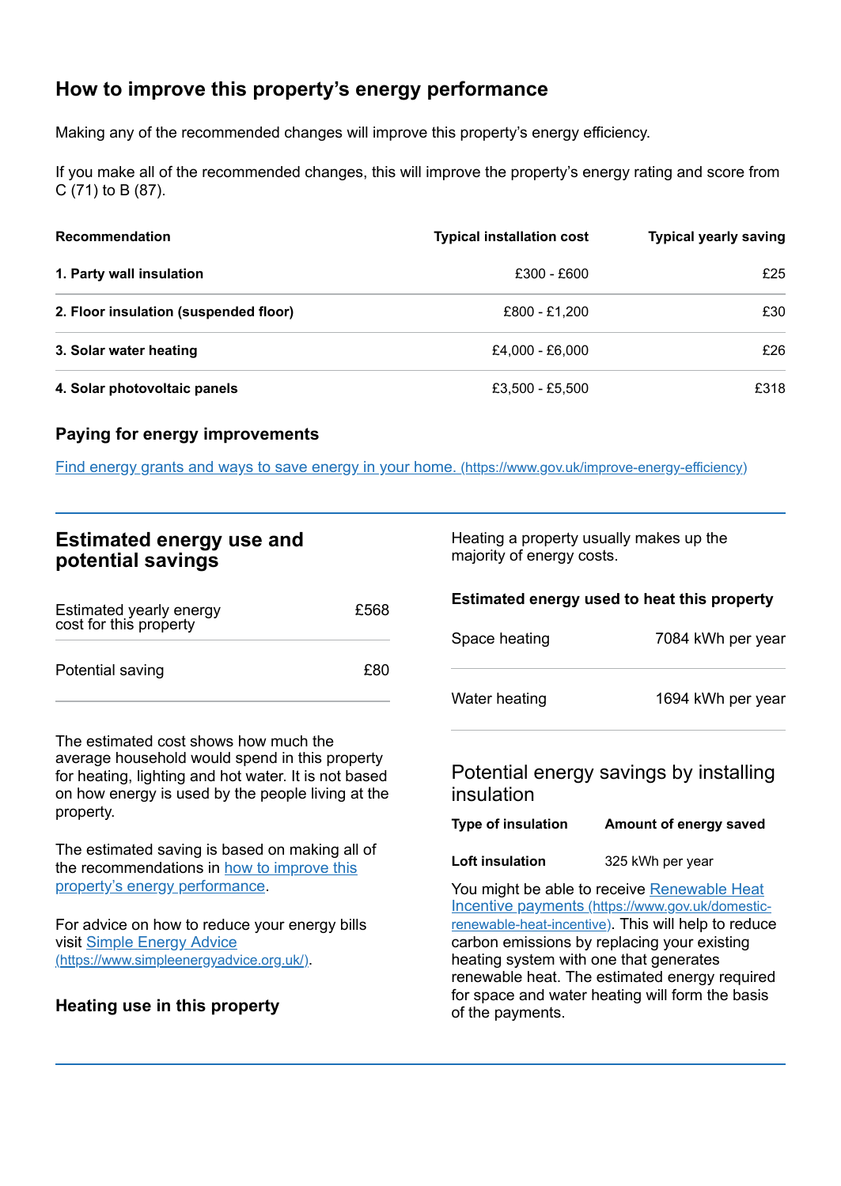## How to improve this property's energy performance

Making any of the recommended changes will improve this property's energy efficiency.

If you make all of the recommended changes, this will improve the property's energy rating and score from C (71) to B (87).

| Recommendation | Typical installation cost | Typical yearly saving |
| --- | --- | --- |
| **1. Party wall insulation** | £300 - £600 | £25 |
| **2. Floor insulation (suspended floor)** | £800 - £1,200 | £30 |
| **3. Solar water heating** | £4,000 - £6,000 | £26 |
| **4. Solar photovoltaic panels** | £3,500 - £5,500 | £318 |

### Paying for energy improvements

[Find energy grants and ways to save energy in your home. (https://www.gov.uk/improve-energy-efficiency)](https://www.gov.uk/improve-energy-efficiency)

## Estimated energy use and potential savings

| | |
| --- | --- |
| Estimated yearly energy cost for this property | £568 |
| Potential saving | £80 |

The estimated cost shows how much the average household would spend in this property for heating, lighting and hot water. It is not based on how energy is used by the people living at the property.

The estimated saving is based on making all of the recommendations in how to improve this property's energy performance.

For advice on how to reduce your energy bills visit [Simple Energy Advice (https://www.simpleenergyadvice.org.uk/)](https://www.simpleenergyadvice.org.uk/).

### Heating use in this property

Heating a property usually makes up the majority of energy costs.

**Estimated energy used to heat this property**

| | |
| --- | --- |
| Space heating | 7084 kWh per year |
| Water heating | 1694 kWh per year |

### Potential energy savings by installing insulation

| Type of insulation | Amount of energy saved |
| --- | --- |
| **Loft insulation** | 325 kWh per year |

You might be able to receive [Renewable Heat Incentive payments (https://www.gov.uk/domestic-renewable-heat-incentive)](https://www.gov.uk/domestic-renewable-heat-incentive). This will help to reduce carbon emissions by replacing your existing heating system with one that generates renewable heat. The estimated energy required for space and water heating will form the basis of the payments.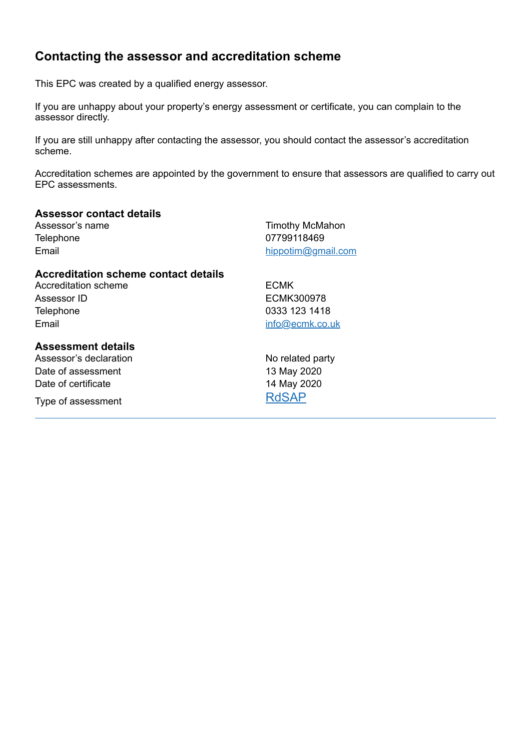## Contacting the assessor and accreditation scheme

This EPC was created by a qualified energy assessor.

If you are unhappy about your property's energy assessment or certificate, you can complain to the assessor directly.

If you are still unhappy after contacting the assessor, you should contact the assessor's accreditation scheme.

Accreditation schemes are appointed by the government to ensure that assessors are qualified to carry out EPC assessments.

### Assessor contact details

| | |
|---|---|
| Assessor's name | Timothy McMahon |
| Telephone | 07799118469 |
| Email | hippotim@gmail.com |

### Accreditation scheme contact details

| | |
|---|---|
| Accreditation scheme | ECMK |
| Assessor ID | ECMK300978 |
| Telephone | 0333 123 1418 |
| Email | info@ecmk.co.uk |

### Assessment details

| | |
|---|---|
| Assessor's declaration | No related party |
| Date of assessment | 13 May 2020 |
| Date of certificate | 14 May 2020 |
| Type of assessment | RdSAP |